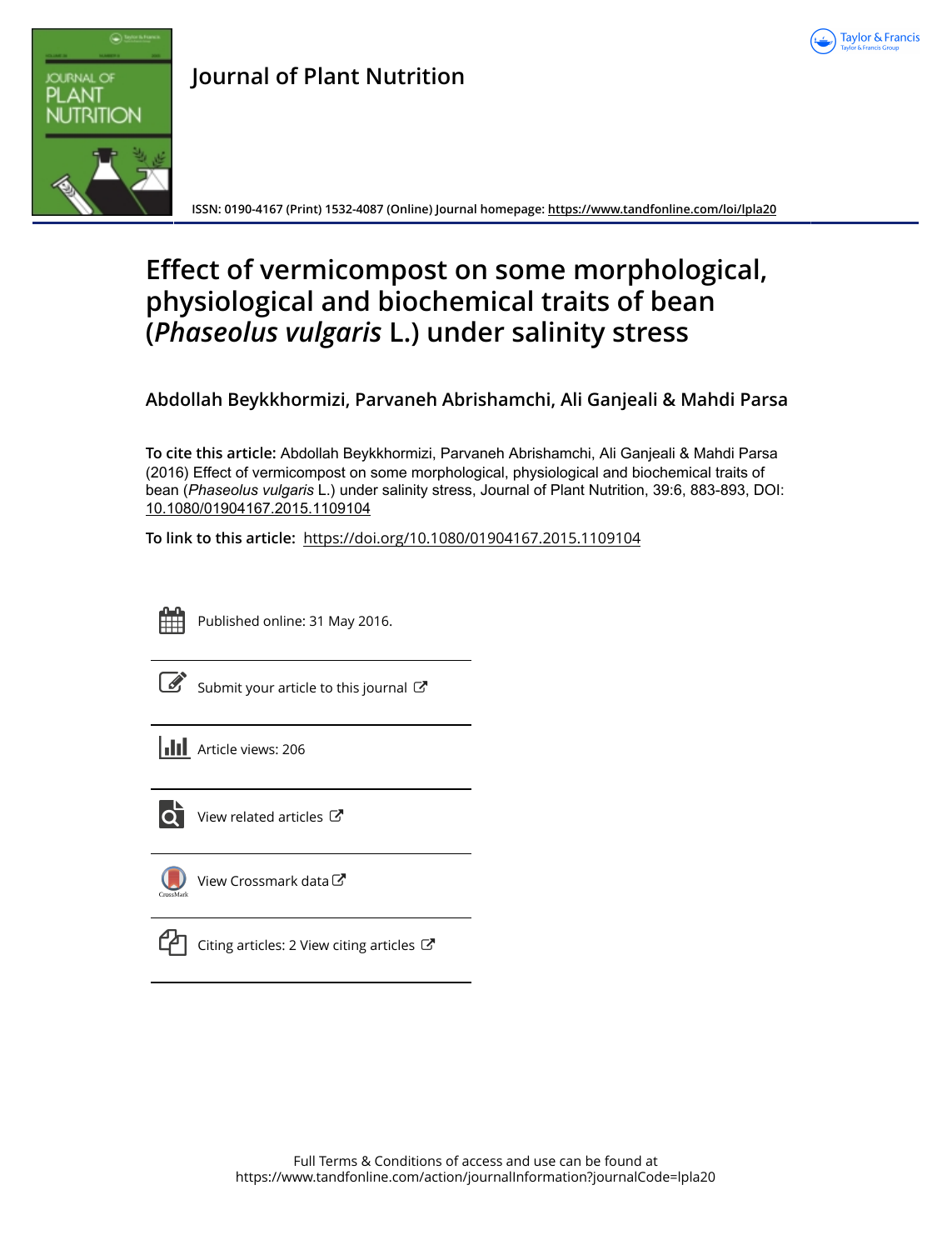Journal of Plant Nutrition

ISSN: 0190-4167 (Print) 1532-4087 (Online) Journal homepage: https://www.tandfonline.com/loi/lpla20

# Effect of vermicompost on some morphological, physiological and biochemical traits of bean (*Phaseolus vulgaris* L.) under salinity stress

**Abdollah Beykkhormizi, Parvaneh Abrishamchi, Ali Ganjeali & Mahdi Parsa**

**To cite this article:** Abdollah Beykkhormizi, Parvaneh Abrishamchi, Ali Ganjeali & Mahdi Parsa (2016) Effect of vermicompost on some morphological, physiological and biochemical traits of bean (*Phaseolus vulgaris* L.) under salinity stress, Journal of Plant Nutrition, 39:6, 883-893, DOI: 10.1080/01904167.2015.1109104

**To link to this article:** https://doi.org/10.1080/01904167.2015.1109104

Published online: 31 May 2016.

Submit your article to this journal

Article views: 206

View related articles

View Crossmark data

Citing articles: 2 View citing articles

Full Terms & Conditions of access and use can be found at
https://www.tandfonline.com/action/journalInformation?journalCode=lpla20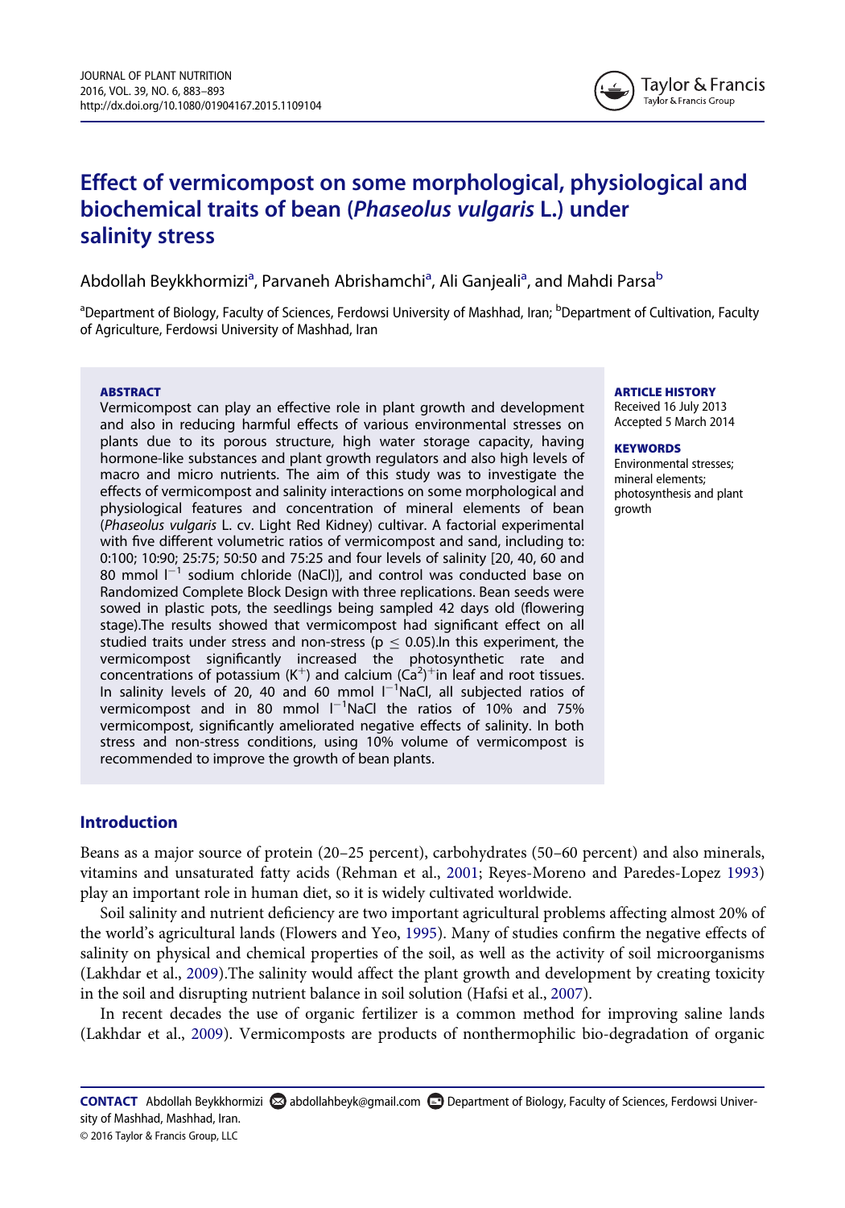# Effect of vermicompost on some morphological, physiological and biochemical traits of bean (*Phaseolus vulgaris* L.) under salinity stress

Abdollah Beykkhormizi[a], Parvaneh Abrishamchi[a], Ali Ganjeali[a], and Mahdi Parsa[b]

[a]Department of Biology, Faculty of Sciences, Ferdowsi University of Mashhad, Iran; [b]Department of Cultivation, Faculty of Agriculture, Ferdowsi University of Mashhad, Iran

**ABSTRACT**

Vermicompost can play an effective role in plant growth and development and also in reducing harmful effects of various environmental stresses on plants due to its porous structure, high water storage capacity, having hormone-like substances and plant growth regulators and also high levels of macro and micro nutrients. The aim of this study was to investigate the effects of vermicompost and salinity interactions on some morphological and physiological features and concentration of mineral elements of bean (*Phaseolus vulgaris* L. cv. Light Red Kidney) cultivar. A factorial experimental with five different volumetric ratios of vermicompost and sand, including to: 0:100; 10:90; 25:75; 50:50 and 75:25 and four levels of salinity [20, 40, 60 and 80 mmol $l^{-1}$ sodium chloride (NaCl)], and control was conducted base on Randomized Complete Block Design with three replications. Bean seeds were sowed in plastic pots, the seedlings being sampled 42 days old (flowering stage).The results showed that vermicompost had significant effect on all studied traits under stress and non-stress ($p \leq 0.05$).In this experiment, the vermicompost significantly increased the photosynthetic rate and concentrations of potassium ($K^+$) and calcium $(Ca^2)^+$in leaf and root tissues. In salinity levels of 20, 40 and 60 mmol $l^{-1}$NaCl, all subjected ratios of vermicompost and in 80 mmol $l^{-1}$NaCl the ratios of 10% and 75% vermicompost, significantly ameliorated negative effects of salinity. In both stress and non-stress conditions, using 10% volume of vermicompost is recommended to improve the growth of bean plants.

**ARTICLE HISTORY**

Received 16 July 2013
Accepted 5 March 2014

**KEYWORDS**

Environmental stresses; mineral elements; photosynthesis and plant growth

## Introduction

Beans as a major source of protein (20–25 percent), carbohydrates (50–60 percent) and also minerals, vitamins and unsaturated fatty acids (Rehman et al., 2001; Reyes-Moreno and Paredes-Lopez 1993) play an important role in human diet, so it is widely cultivated worldwide.

Soil salinity and nutrient deficiency are two important agricultural problems affecting almost 20% of the world's agricultural lands (Flowers and Yeo, 1995). Many of studies confirm the negative effects of salinity on physical and chemical properties of the soil, as well as the activity of soil microorganisms (Lakhdar et al., 2009).The salinity would affect the plant growth and development by creating toxicity in the soil and disrupting nutrient balance in soil solution (Hafsi et al., 2007).

In recent decades the use of organic fertilizer is a common method for improving saline lands (Lakhdar et al., 2009). Vermicomposts are products of nonthermophilic bio-degradation of organic

**CONTACT** Abdollah Beykkhormizi abdollahbeyk@gmail.com Department of Biology, Faculty of Sciences, Ferdowsi University of Mashhad, Mashhad, Iran.
© 2016 Taylor & Francis Group, LLC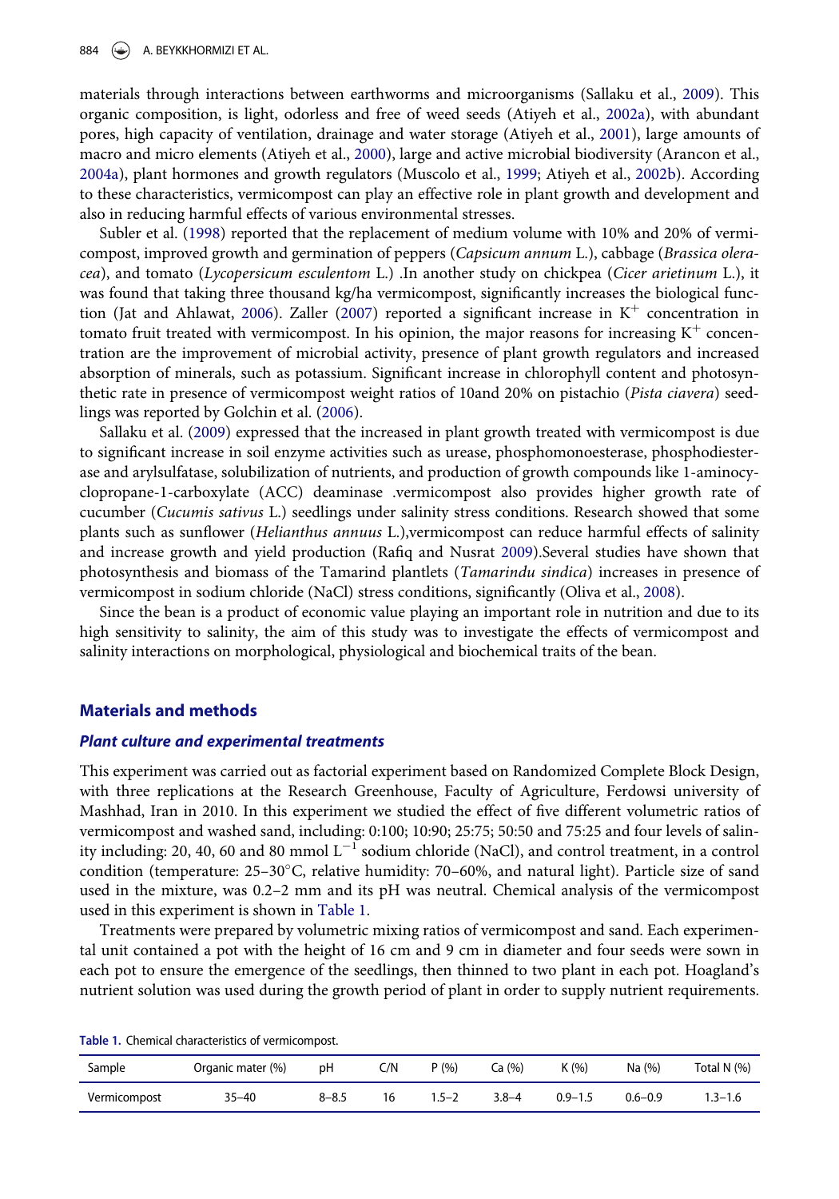materials through interactions between earthworms and microorganisms (Sallaku et al., 2009). This organic composition, is light, odorless and free of weed seeds (Atiyeh et al., 2002a), with abundant pores, high capacity of ventilation, drainage and water storage (Atiyeh et al., 2001), large amounts of macro and micro elements (Atiyeh et al., 2000), large and active microbial biodiversity (Arancon et al., 2004a), plant hormones and growth regulators (Muscolo et al., 1999; Atiyeh et al., 2002b). According to these characteristics, vermicompost can play an effective role in plant growth and development and also in reducing harmful effects of various environmental stresses.

Subler et al. (1998) reported that the replacement of medium volume with 10% and 20% of vermicompost, improved growth and germination of peppers (*Capsicum annum* L.), cabbage (*Brassica oleracea*), and tomato (*Lycopersicum esculentom* L.) .In another study on chickpea (*Cicer arietinum* L.), it was found that taking three thousand kg/ha vermicompost, significantly increases the biological function (Jat and Ahlawat, 2006). Zaller (2007) reported a significant increase in $K^+$ concentration in tomato fruit treated with vermicompost. In his opinion, the major reasons for increasing $K^+$ concentration are the improvement of microbial activity, presence of plant growth regulators and increased absorption of minerals, such as potassium. Significant increase in chlorophyll content and photosynthetic rate in presence of vermicompost weight ratios of 10and 20% on pistachio (*Pista ciavera*) seedlings was reported by Golchin et al. (2006).

Sallaku et al. (2009) expressed that the increased in plant growth treated with vermicompost is due to significant increase in soil enzyme activities such as urease, phosphomonoesterase, phosphodiesterase and arylsulfatase, solubilization of nutrients, and production of growth compounds like 1-aminocyclopropane-1-carboxylate (ACC) deaminase .vermicompost also provides higher growth rate of cucumber (*Cucumis sativus* L.) seedlings under salinity stress conditions. Research showed that some plants such as sunflower (*Helianthus annuus* L.),vermicompost can reduce harmful effects of salinity and increase growth and yield production (Rafiq and Nusrat 2009).Several studies have shown that photosynthesis and biomass of the Tamarind plantlets (*Tamarindu sindica*) increases in presence of vermicompost in sodium chloride (NaCl) stress conditions, significantly (Oliva et al., 2008).

Since the bean is a product of economic value playing an important role in nutrition and due to its high sensitivity to salinity, the aim of this study was to investigate the effects of vermicompost and salinity interactions on morphological, physiological and biochemical traits of the bean.

## Materials and methods

### *Plant culture and experimental treatments*

This experiment was carried out as factorial experiment based on Randomized Complete Block Design, with three replications at the Research Greenhouse, Faculty of Agriculture, Ferdowsi university of Mashhad, Iran in 2010. In this experiment we studied the effect of five different volumetric ratios of vermicompost and washed sand, including: 0:100; 10:90; 25:75; 50:50 and 75:25 and four levels of salinity including: 20, 40, 60 and 80 mmol $L^{-1}$ sodium chloride (NaCl), and control treatment, in a control condition (temperature: 25–30°C, relative humidity: 70–60%, and natural light). Particle size of sand used in the mixture, was 0.2–2 mm and its pH was neutral. Chemical analysis of the vermicompost used in this experiment is shown in Table 1.

Treatments were prepared by volumetric mixing ratios of vermicompost and sand. Each experimental unit contained a pot with the height of 16 cm and 9 cm in diameter and four seeds were sown in each pot to ensure the emergence of the seedlings, then thinned to two plant in each pot. Hoagland's nutrient solution was used during the growth period of plant in order to supply nutrient requirements.

**Table 1.** Chemical characteristics of vermicompost.

| Sample | Organic mater (%) | pH | C/N | P (%) | Ca (%) | K (%) | Na (%) | Total N (%) |
|---|---|---|---|---|---|---|---|---|
| Vermicompost | 35–40 | 8–8.5 | 16 | 1.5–2 | 3.8–4 | 0.9–1.5 | 0.6–0.9 | 1.3–1.6 |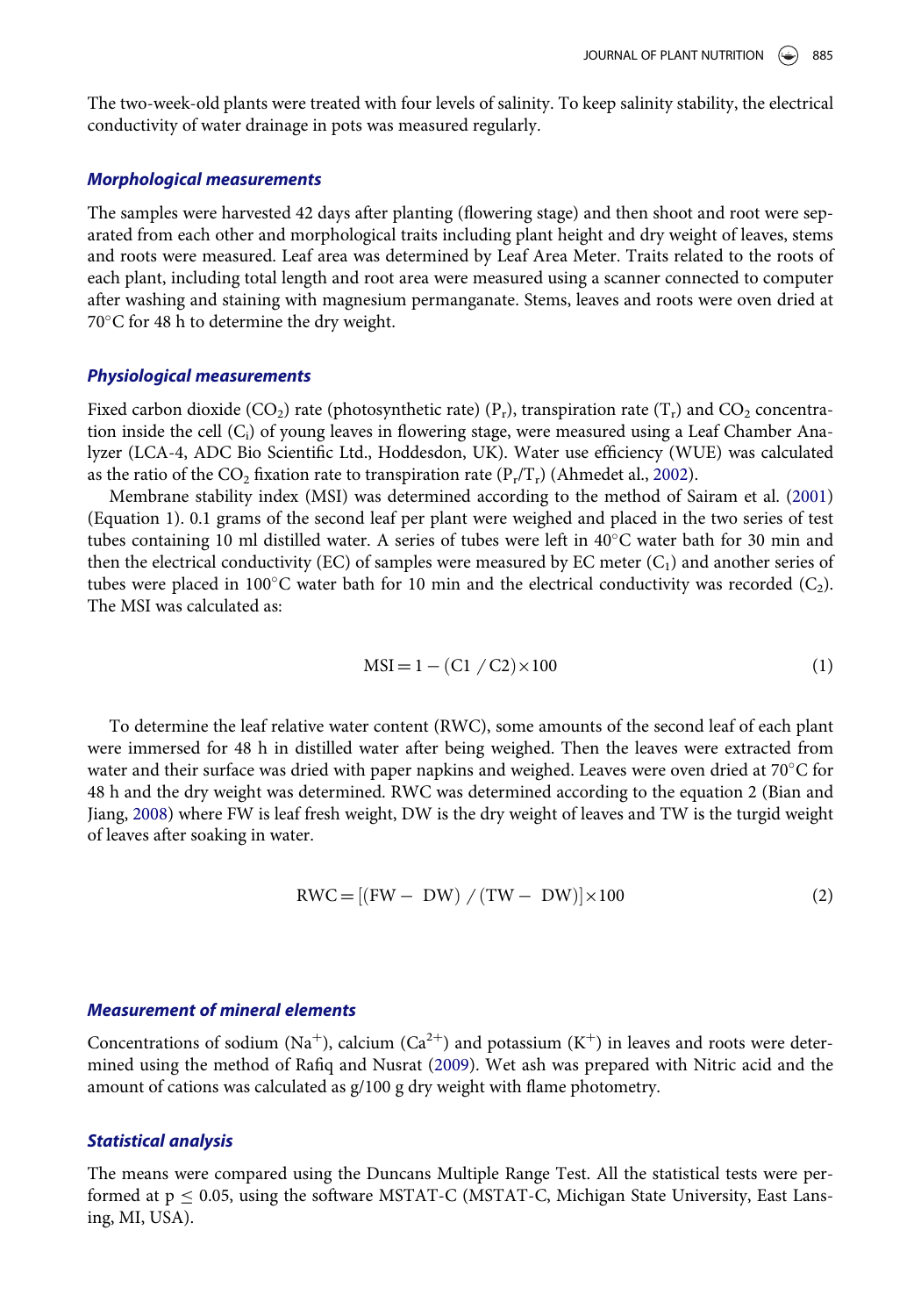The two-week-old plants were treated with four levels of salinity. To keep salinity stability, the electrical conductivity of water drainage in pots was measured regularly.

### *Morphological measurements*

The samples were harvested 42 days after planting (flowering stage) and then shoot and root were separated from each other and morphological traits including plant height and dry weight of leaves, stems and roots were measured. Leaf area was determined by Leaf Area Meter. Traits related to the roots of each plant, including total length and root area were measured using a scanner connected to computer after washing and staining with magnesium permanganate. Stems, leaves and roots were oven dried at 70°C for 48 h to determine the dry weight.

### *Physiological measurements*

Fixed carbon dioxide ($CO_2$) rate (photosynthetic rate) ($P_r$), transpiration rate ($T_r$) and $CO_2$ concentration inside the cell ($C_i$) of young leaves in flowering stage, were measured using a Leaf Chamber Analyzer (LCA-4, ADC Bio Scientific Ltd., Hoddesdon, UK). Water use efficiency (WUE) was calculated as the ratio of the $CO_2$ fixation rate to transpiration rate ($P_r/T_r$) (Ahmedet al., 2002).

Membrane stability index (MSI) was determined according to the method of Sairam et al. (2001) (Equation 1). 0.1 grams of the second leaf per plant were weighed and placed in the two series of test tubes containing 10 ml distilled water. A series of tubes were left in 40°C water bath for 30 min and then the electrical conductivity (EC) of samples were measured by EC meter ($C_1$) and another series of tubes were placed in 100°C water bath for 10 min and the electrical conductivity was recorded ($C_2$). The MSI was calculated as:

$$\mathrm{MSI} = 1 - (\mathrm{C1}\ /\mathrm{C2}) \times 100 \tag{1}$$

To determine the leaf relative water content (RWC), some amounts of the second leaf of each plant were immersed for 48 h in distilled water after being weighed. Then the leaves were extracted from water and their surface was dried with paper napkins and weighed. Leaves were oven dried at 70°C for 48 h and the dry weight was determined. RWC was determined according to the equation 2 (Bian and Jiang, 2008) where FW is leaf fresh weight, DW is the dry weight of leaves and TW is the turgid weight of leaves after soaking in water.

$$\mathrm{RWC} = [(\mathrm{FW} - \mathrm{DW})\ /\ (\mathrm{TW} - \mathrm{DW})] \times 100 \tag{2}$$

### *Measurement of mineral elements*

Concentrations of sodium ($Na^+$), calcium ($Ca^{2+}$) and potassium ($K^+$) in leaves and roots were determined using the method of Rafiq and Nusrat (2009). Wet ash was prepared with Nitric acid and the amount of cations was calculated as g/100 g dry weight with flame photometry.

### *Statistical analysis*

The means were compared using the Duncans Multiple Range Test. All the statistical tests were performed at $p \leq 0.05$, using the software MSTAT-C (MSTAT-C, Michigan State University, East Lansing, MI, USA).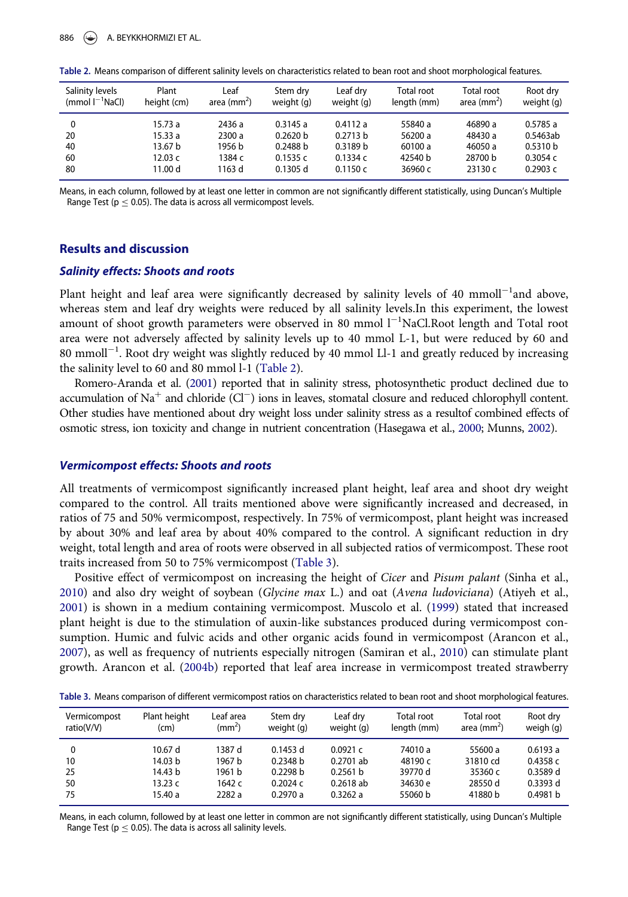Table 2. Means comparison of different salinity levels on characteristics related to bean root and shoot morphological features.

| Salinity levels (mmol $l^{-1}$NaCl) | Plant height (cm) | Leaf area ($mm^2$) | Stem dry weight (g) | Leaf dry weight (g) | Total root length (mm) | Total root area ($mm^2$) | Root dry weight (g) |
|---|---|---|---|---|---|---|---|
| 0 | 15.73 a | 2436 a | 0.3145 a | 0.4112 a | 55840 a | 46890 a | 0.5785 a |
| 20 | 15.33 a | 2300 a | 0.2620 b | 0.2713 b | 56200 a | 48430 a | 0.5463ab |
| 40 | 13.67 b | 1956 b | 0.2488 b | 0.3189 b | 60100 a | 46050 a | 0.5310 b |
| 60 | 12.03 c | 1384 c | 0.1535 c | 0.1334 c | 42540 b | 28700 b | 0.3054 c |
| 80 | 11.00 d | 1163 d | 0.1305 d | 0.1150 c | 36960 c | 23130 c | 0.2903 c |

Means, in each column, followed by at least one letter in common are not significantly different statistically, using Duncan's Multiple Range Test ($p \leq 0.05$). The data is across all vermicompost levels.

## Results and discussion

### Salinity effects: Shoots and roots

Plant height and leaf area were significantly decreased by salinity levels of 40 mmoll$^{-1}$and above, whereas stem and leaf dry weights were reduced by all salinity levels.In this experiment, the lowest amount of shoot growth parameters were observed in 80 mmol $l^{-1}$NaCl.Root length and Total root area were not adversely affected by salinity levels up to 40 mmol L-1, but were reduced by 60 and 80 mmoll$^{-1}$. Root dry weight was slightly reduced by 40 mmol Ll-1 and greatly reduced by increasing the salinity level to 60 and 80 mmol l-1 (Table 2).

Romero-Aranda et al. (2001) reported that in salinity stress, photosynthetic product declined due to accumulation of $Na^+$ and chloride ($Cl^-$) ions in leaves, stomatal closure and reduced chlorophyll content. Other studies have mentioned about dry weight loss under salinity stress as a resultof combined effects of osmotic stress, ion toxicity and change in nutrient concentration (Hasegawa et al., 2000; Munns, 2002).

### Vermicompost effects: Shoots and roots

All treatments of vermicompost significantly increased plant height, leaf area and shoot dry weight compared to the control. All traits mentioned above were significantly increased and decreased, in ratios of 75 and 50% vermicompost, respectively. In 75% of vermicompost, plant height was increased by about 30% and leaf area by about 40% compared to the control. A significant reduction in dry weight, total length and area of roots were observed in all subjected ratios of vermicompost. These root traits increased from 50 to 75% vermicompost (Table 3).

Positive effect of vermicompost on increasing the height of *Cicer* and *Pisum palant* (Sinha et al., 2010) and also dry weight of soybean (*Glycine max* L.) and oat (*Avena ludoviciana*) (Atiyeh et al., 2001) is shown in a medium containing vermicompost. Muscolo et al. (1999) stated that increased plant height is due to the stimulation of auxin-like substances produced during vermicompost consumption. Humic and fulvic acids and other organic acids found in vermicompost (Arancon et al., 2007), as well as frequency of nutrients especially nitrogen (Samiran et al., 2010) can stimulate plant growth. Arancon et al. (2004b) reported that leaf area increase in vermicompost treated strawberry

Table 3. Means comparison of different vermicompost ratios on characteristics related to bean root and shoot morphological features.

| Vermicompost ratio(V/V) | Plant height (cm) | Leaf area ($mm^2$) | Stem dry weight (g) | Leaf dry weight (g) | Total root length (mm) | Total root area ($mm^2$) | Root dry weigh (g) |
|---|---|---|---|---|---|---|---|
| 0 | 10.67 d | 1387 d | 0.1453 d | 0.0921 c | 74010 a | 55600 a | 0.6193 a |
| 10 | 14.03 b | 1967 b | 0.2348 b | 0.2701 ab | 48190 c | 31810 cd | 0.4358 c |
| 25 | 14.43 b | 1961 b | 0.2298 b | 0.2561 b | 39770 d | 35360 c | 0.3589 d |
| 50 | 13.23 c | 1642 c | 0.2024 c | 0.2618 ab | 34630 e | 28550 d | 0.3393 d |
| 75 | 15.40 a | 2282 a | 0.2970 a | 0.3262 a | 55060 b | 41880 b | 0.4981 b |

Means, in each column, followed by at least one letter in common are not significantly different statistically, using Duncan's Multiple Range Test ($p \leq 0.05$). The data is across all salinity levels.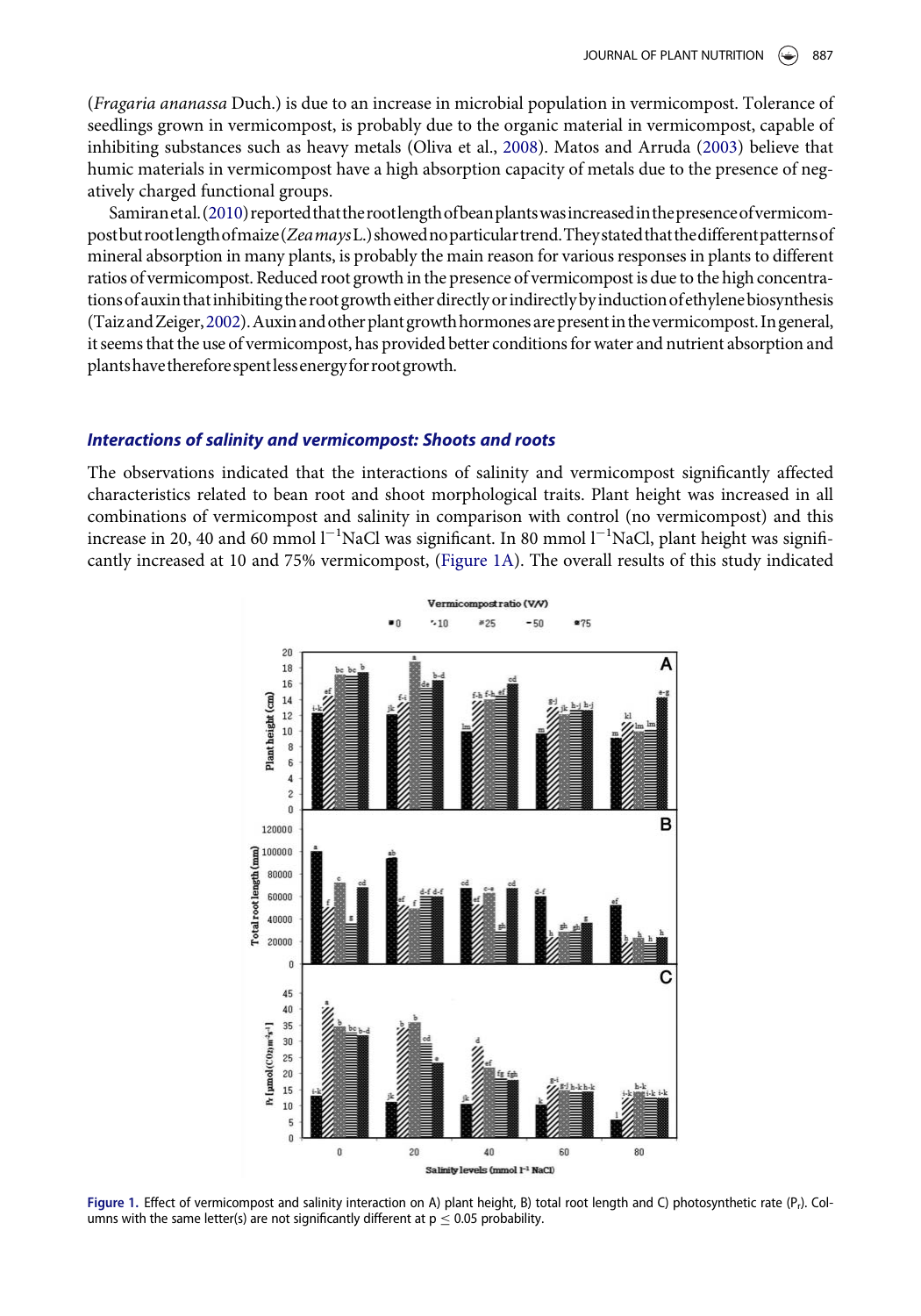(*Fragaria ananassa* Duch.) is due to an increase in microbial population in vermicompost. Tolerance of seedlings grown in vermicompost, is probably due to the organic material in vermicompost, capable of inhibiting substances such as heavy metals (Oliva et al., 2008). Matos and Arruda (2003) believe that humic materials in vermicompost have a high absorption capacity of metals due to the presence of negatively charged functional groups.

Samiran et al. (2010) reported that the root length of bean plants was increased in the presence of vermicompost but root length of maize (*Zea mays* L.) showed no particular trend. They stated that the different patterns of mineral absorption in many plants, is probably the main reason for various responses in plants to different ratios of vermicompost. Reduced root growth in the presence of vermicompost is due to the high concentrations of auxin that inhibiting the root growth either directly or indirectly by induction of ethylene biosynthesis (Taiz and Zeiger, 2002). Auxin and other plant growth hormones are present in the vermicompost. In general, it seems that the use of vermicompost, has provided better conditions for water and nutrient absorption and plants have therefore spent less energy for root growth.

### *Interactions of salinity and vermicompost: Shoots and roots*

The observations indicated that the interactions of salinity and vermicompost significantly affected characteristics related to bean root and shoot morphological traits. Plant height was increased in all combinations of vermicompost and salinity in comparison with control (no vermicompost) and this increase in 20, 40 and 60 mmol $l^{-1}$NaCl was significant. In 80 mmol $l^{-1}$NaCl, plant height was significantly increased at 10 and 75% vermicompost, (Figure 1A). The overall results of this study indicated

Figure 1. Effect of vermicompost and salinity interaction on A) plant height, B) total root length and C) photosynthetic rate ($P_r$). Columns with the same letter(s) are not significantly different at $p \leq 0.05$ probability.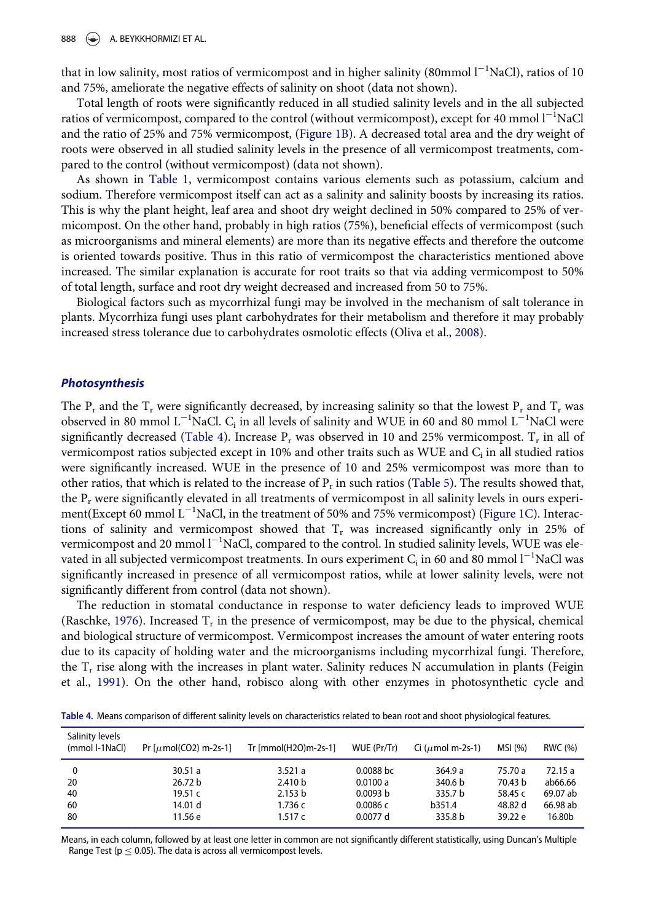that in low salinity, most ratios of vermicompost and in higher salinity (80mmol $l^{-1}$NaCl), ratios of 10 and 75%, ameliorate the negative effects of salinity on shoot (data not shown).

Total length of roots were significantly reduced in all studied salinity levels and in the all subjected ratios of vermicompost, compared to the control (without vermicompost), except for 40 mmol $l^{-1}$NaCl and the ratio of 25% and 75% vermicompost, (Figure 1B). A decreased total area and the dry weight of roots were observed in all studied salinity levels in the presence of all vermicompost treatments, compared to the control (without vermicompost) (data not shown).

As shown in Table 1, vermicompost contains various elements such as potassium, calcium and sodium. Therefore vermicompost itself can act as a salinity and salinity boosts by increasing its ratios. This is why the plant height, leaf area and shoot dry weight declined in 50% compared to 25% of vermicompost. On the other hand, probably in high ratios (75%), beneficial effects of vermicompost (such as microorganisms and mineral elements) are more than its negative effects and therefore the outcome is oriented towards positive. Thus in this ratio of vermicompost the characteristics mentioned above increased. The similar explanation is accurate for root traits so that via adding vermicompost to 50% of total length, surface and root dry weight decreased and increased from 50 to 75%.

Biological factors such as mycorrhizal fungi may be involved in the mechanism of salt tolerance in plants. Mycorrhiza fungi uses plant carbohydrates for their metabolism and therefore it may probably increased stress tolerance due to carbohydrates osmolotic effects (Oliva et al., 2008).

## *Photosynthesis*

The $P_r$ and the $T_r$ were significantly decreased, by increasing salinity so that the lowest $P_r$ and $T_r$ was observed in 80 mmol $L^{-1}$NaCl. $C_i$ in all levels of salinity and WUE in 60 and 80 mmol $L^{-1}$NaCl were significantly decreased (Table 4). Increase $P_r$ was observed in 10 and 25% vermicompost. $T_r$ in all of vermicompost ratios subjected except in 10% and other traits such as WUE and $C_i$ in all studied ratios were significantly increased. WUE in the presence of 10 and 25% vermicompost was more than to other ratios, that which is related to the increase of $P_r$ in such ratios (Table 5). The results showed that, the $P_r$ were significantly elevated in all treatments of vermicompost in all salinity levels in ours experiment(Except 60 mmol $L^{-1}$NaCl, in the treatment of 50% and 75% vermicompost) (Figure 1C). Interactions of salinity and vermicompost showed that $T_r$ was increased significantly only in 25% of vermicompost and 20 mmol $l^{-1}$NaCl, compared to the control. In studied salinity levels, WUE was elevated in all subjected vermicompost treatments. In ours experiment $C_i$ in 60 and 80 mmol $l^{-1}$NaCl was significantly increased in presence of all vermicompost ratios, while at lower salinity levels, were not significantly different from control (data not shown).

The reduction in stomatal conductance in response to water deficiency leads to improved WUE (Raschke, 1976). Increased $T_r$ in the presence of vermicompost, may be due to the physical, chemical and biological structure of vermicompost. Vermicompost increases the amount of water entering roots due to its capacity of holding water and the microorganisms including mycorrhizal fungi. Therefore, the $T_r$ rise along with the increases in plant water. Salinity reduces N accumulation in plants (Feigin et al., 1991). On the other hand, robisco along with other enzymes in photosynthetic cycle and

**Table 4.** Means comparison of different salinity levels on characteristics related to bean root and shoot physiological features.

| Salinity levels (mmol l-1NaCl) | Pr [$\mu$mol(CO2) m-2s-1] | Tr [mmol(H2O)m-2s-1] | WUE (Pr/Tr) | Ci ($\mu$mol m-2s-1) | MSI (%) | RWC (%) |
|---|---|---|---|---|---|---|
| 0 | 30.51 a | 3.521 a | 0.0088 bc | 364.9 a | 75.70 a | 72.15 a |
| 20 | 26.72 b | 2.410 b | 0.0100 a | 340.6 b | 70.43 b | ab66.66 |
| 40 | 19.51 c | 2.153 b | 0.0093 b | 335.7 b | 58.45 c | 69.07 ab |
| 60 | 14.01 d | 1.736 c | 0.0086 c | b351.4 | 48.82 d | 66.98 ab |
| 80 | 11.56 e | 1.517 c | 0.0077 d | 335.8 b | 39.22 e | 16.80b |

Means, in each column, followed by at least one letter in common are not significantly different statistically, using Duncan's Multiple Range Test ($p \leq 0.05$). The data is across all vermicompost levels.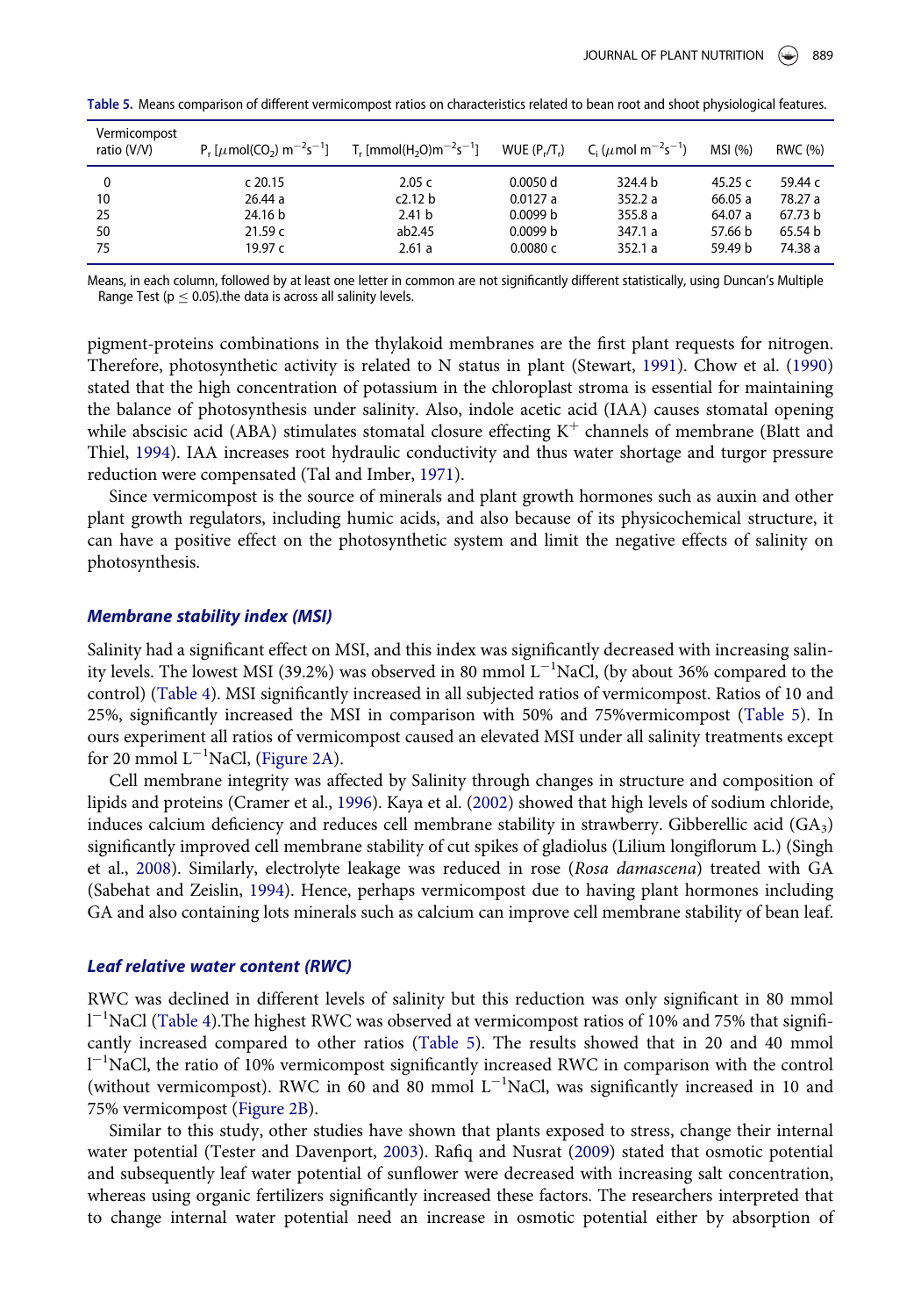**Table 5.** Means comparison of different vermicompost ratios on characteristics related to bean root and shoot physiological features.

| Vermicompost ratio (V/V) | $P_r$ [$\mu$mol($CO_2$) $m^{-2}s^{-1}$] | $T_r$ [mmol($H_2O$)$m^{-2}s^{-1}$] | WUE ($P_r/T_r$) | $C_i$ ($\mu$mol $m^{-2}s^{-1}$) | MSI (%) | RWC (%) |
|---|---|---|---|---|---|---|
| 0 | c 20.15 | 2.05 c | 0.0050 d | 324.4 b | 45.25 c | 59.44 c |
| 10 | 26.44 a | c2.12 b | 0.0127 a | 352.2 a | 66.05 a | 78.27 a |
| 25 | 24.16 b | 2.41 b | 0.0099 b | 355.8 a | 64.07 a | 67.73 b |
| 50 | 21.59 c | ab2.45 | 0.0099 b | 347.1 a | 57.66 b | 65.54 b |
| 75 | 19.97 c | 2.61 a | 0.0080 c | 352.1 a | 59.49 b | 74.38 a |

Means, in each column, followed by at least one letter in common are not significantly different statistically, using Duncan's Multiple Range Test ($p \leq 0.05$).the data is across all salinity levels.

pigment-proteins combinations in the thylakoid membranes are the first plant requests for nitrogen. Therefore, photosynthetic activity is related to N status in plant (Stewart, 1991). Chow et al. (1990) stated that the high concentration of potassium in the chloroplast stroma is essential for maintaining the balance of photosynthesis under salinity. Also, indole acetic acid (IAA) causes stomatal opening while abscisic acid (ABA) stimulates stomatal closure effecting $K^+$ channels of membrane (Blatt and Thiel, 1994). IAA increases root hydraulic conductivity and thus water shortage and turgor pressure reduction were compensated (Tal and Imber, 1971).

Since vermicompost is the source of minerals and plant growth hormones such as auxin and other plant growth regulators, including humic acids, and also because of its physicochemical structure, it can have a positive effect on the photosynthetic system and limit the negative effects of salinity on photosynthesis.

### Membrane stability index (MSI)

Salinity had a significant effect on MSI, and this index was significantly decreased with increasing salinity levels. The lowest MSI (39.2%) was observed in 80 mmol $L^{-1}$NaCl, (by about 36% compared to the control) (Table 4). MSI significantly increased in all subjected ratios of vermicompost. Ratios of 10 and 25%, significantly increased the MSI in comparison with 50% and 75%vermicompost (Table 5). In ours experiment all ratios of vermicompost caused an elevated MSI under all salinity treatments except for 20 mmol $L^{-1}$NaCl, (Figure 2A).

Cell membrane integrity was affected by Salinity through changes in structure and composition of lipids and proteins (Cramer et al., 1996). Kaya et al. (2002) showed that high levels of sodium chloride, induces calcium deficiency and reduces cell membrane stability in strawberry. Gibberellic acid ($GA_3$) significantly improved cell membrane stability of cut spikes of gladiolus (Lilium longiflorum L.) (Singh et al., 2008). Similarly, electrolyte leakage was reduced in rose (*Rosa damascena*) treated with GA (Sabehat and Zeislin, 1994). Hence, perhaps vermicompost due to having plant hormones including GA and also containing lots minerals such as calcium can improve cell membrane stability of bean leaf.

### Leaf relative water content (RWC)

RWC was declined in different levels of salinity but this reduction was only significant in 80 mmol $l^{-1}$NaCl (Table 4).The highest RWC was observed at vermicompost ratios of 10% and 75% that significantly increased compared to other ratios (Table 5). The results showed that in 20 and 40 mmol $l^{-1}$NaCl, the ratio of 10% vermicompost significantly increased RWC in comparison with the control (without vermicompost). RWC in 60 and 80 mmol $L^{-1}$NaCl, was significantly increased in 10 and 75% vermicompost (Figure 2B).

Similar to this study, other studies have shown that plants exposed to stress, change their internal water potential (Tester and Davenport, 2003). Rafiq and Nusrat (2009) stated that osmotic potential and subsequently leaf water potential of sunflower were decreased with increasing salt concentration, whereas using organic fertilizers significantly increased these factors. The researchers interpreted that to change internal water potential need an increase in osmotic potential either by absorption of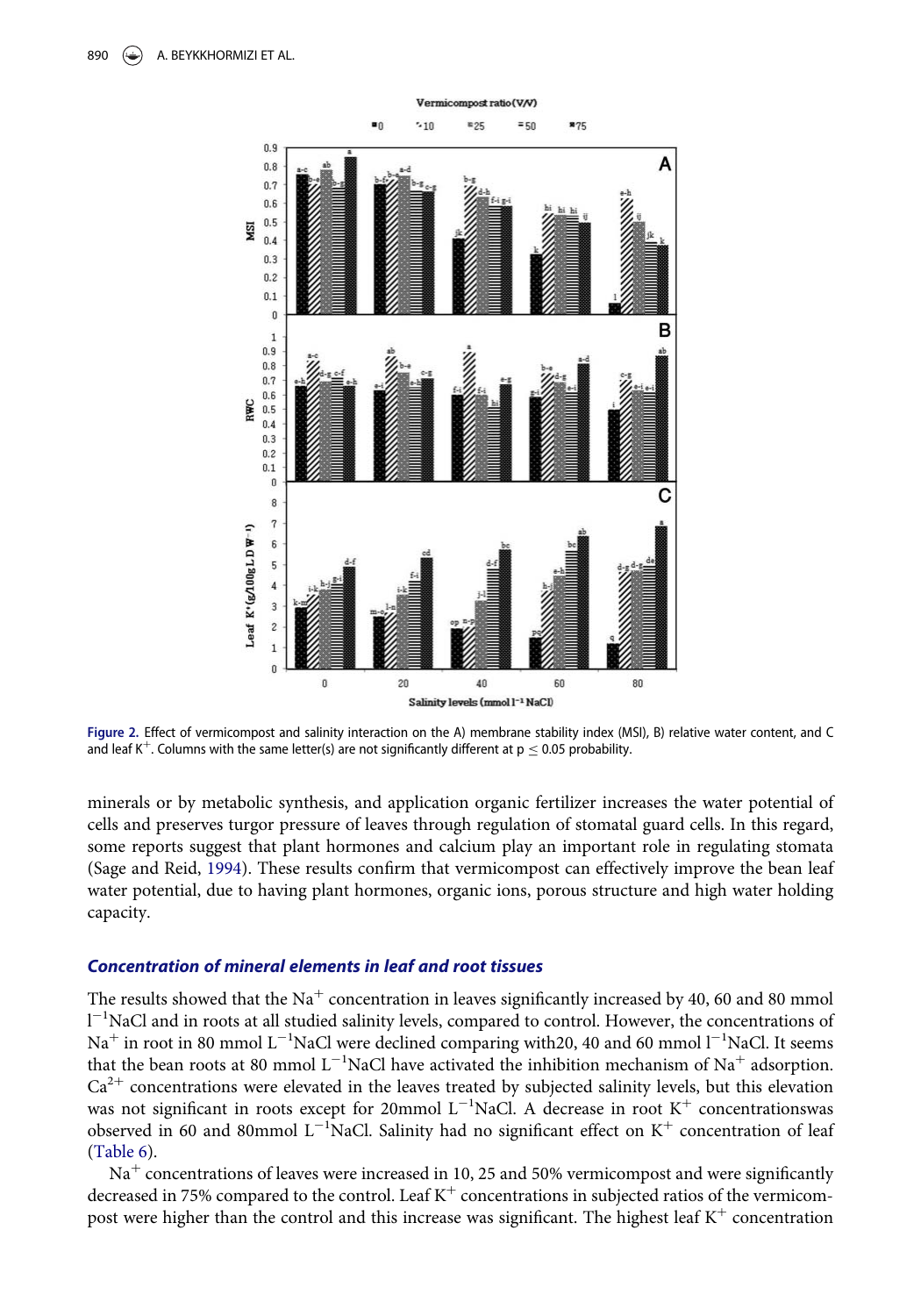Figure 2. Effect of vermicompost and salinity interaction on the A) membrane stability index (MSI), B) relative water content, and C and leaf $K^+$. Columns with the same letter(s) are not significantly different at $p \leq 0.05$ probability.

minerals or by metabolic synthesis, and application organic fertilizer increases the water potential of cells and preserves turgor pressure of leaves through regulation of stomatal guard cells. In this regard, some reports suggest that plant hormones and calcium play an important role in regulating stomata (Sage and Reid, 1994). These results confirm that vermicompost can effectively improve the bean leaf water potential, due to having plant hormones, organic ions, porous structure and high water holding capacity.

### *Concentration of mineral elements in leaf and root tissues*

The results showed that the $Na^+$ concentration in leaves significantly increased by 40, 60 and 80 mmol $l^{-1}$NaCl and in roots at all studied salinity levels, compared to control. However, the concentrations of $Na^+$ in root in 80 mmol $L^{-1}$NaCl were declined comparing with20, 40 and 60 mmol $l^{-1}$NaCl. It seems that the bean roots at 80 mmol $L^{-1}$NaCl have activated the inhibition mechanism of $Na^+$ adsorption. $Ca^{2+}$ concentrations were elevated in the leaves treated by subjected salinity levels, but this elevation was not significant in roots except for 20mmol $L^{-1}$NaCl. A decrease in root $K^+$ concentrationswas observed in 60 and 80mmol $L^{-1}$NaCl. Salinity had no significant effect on $K^+$ concentration of leaf (Table 6).

$Na^+$ concentrations of leaves were increased in 10, 25 and 50% vermicompost and were significantly decreased in 75% compared to the control. Leaf $K^+$ concentrations in subjected ratios of the vermicompost were higher than the control and this increase was significant. The highest leaf $K^+$ concentration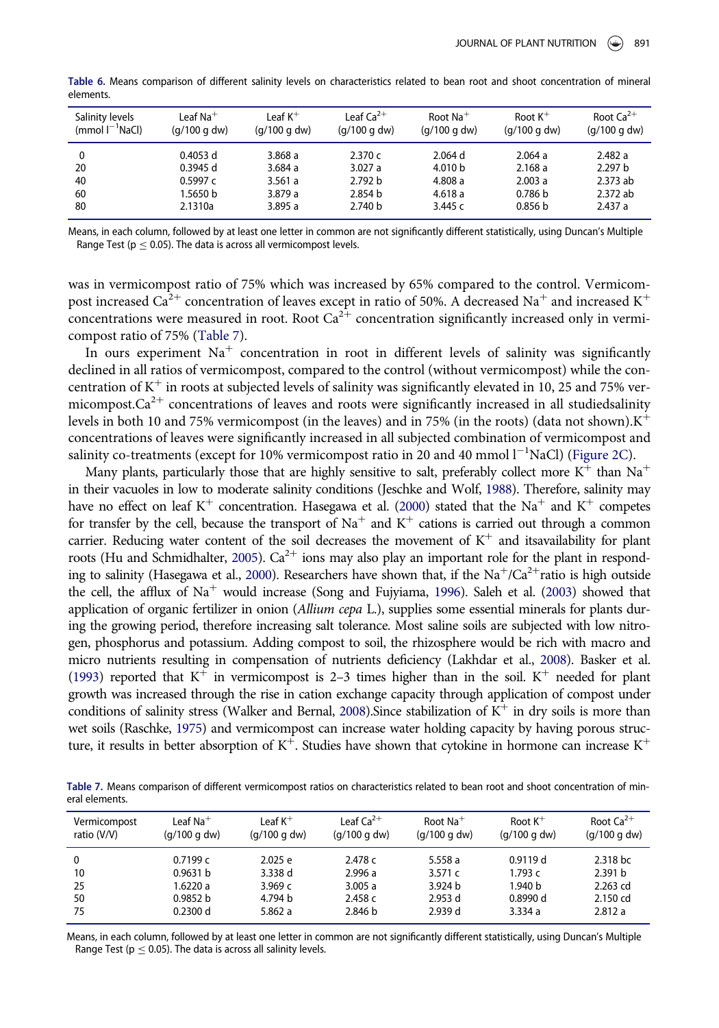**Table 6.** Means comparison of different salinity levels on characteristics related to bean root and shoot concentration of mineral elements.

| Salinity levels (mmol $l^{-1}$NaCl) | Leaf $Na^+$ (g/100 g dw) | Leaf $K^+$ (g/100 g dw) | Leaf $Ca^{2+}$ (g/100 g dw) | Root $Na^+$ (g/100 g dw) | Root $K^+$ (g/100 g dw) | Root $Ca^{2+}$ (g/100 g dw) |
|---|---|---|---|---|---|---|
| 0 | 0.4053 d | 3.868 a | 2.370 c | 2.064 d | 2.064 a | 2.482 a |
| 20 | 0.3945 d | 3.684 a | 3.027 a | 4.010 b | 2.168 a | 2.297 b |
| 40 | 0.5997 c | 3.561 a | 2.792 b | 4.808 a | 2.003 a | 2.373 ab |
| 60 | 1.5650 b | 3.879 a | 2.854 b | 4.618 a | 0.786 b | 2.372 ab |
| 80 | 2.1310a | 3.895 a | 2.740 b | 3.445 c | 0.856 b | 2.437 a |

Means, in each column, followed by at least one letter in common are not significantly different statistically, using Duncan's Multiple Range Test ($p \leq 0.05$). The data is across all vermicompost levels.

was in vermicompost ratio of 75% which was increased by 65% compared to the control. Vermicompost increased $Ca^{2+}$ concentration of leaves except in ratio of 50%. A decreased $Na^+$ and increased $K^+$ concentrations were measured in root. Root $Ca^{2+}$ concentration significantly increased only in vermicompost ratio of 75% (Table 7).

In ours experiment $Na^+$ concentration in root in different levels of salinity was significantly declined in all ratios of vermicompost, compared to the control (without vermicompost) while the concentration of $K^+$ in roots at subjected levels of salinity was significantly elevated in 10, 25 and 75% vermicompost.$Ca^{2+}$ concentrations of leaves and roots were significantly increased in all studiedsalinity levels in both 10 and 75% vermicompost (in the leaves) and in 75% (in the roots) (data not shown).$K^+$ concentrations of leaves were significantly increased in all subjected combination of vermicompost and salinity co-treatments (except for 10% vermicompost ratio in 20 and 40 mmol $l^{-1}$NaCl) (Figure 2C).

Many plants, particularly those that are highly sensitive to salt, preferably collect more $K^+$ than $Na^+$ in their vacuoles in low to moderate salinity conditions (Jeschke and Wolf, 1988). Therefore, salinity may have no effect on leaf $K^+$ concentration. Hasegawa et al. (2000) stated that the $Na^+$ and $K^+$ competes for transfer by the cell, because the transport of $Na^+$ and $K^+$ cations is carried out through a common carrier. Reducing water content of the soil decreases the movement of $K^+$ and itsavailability for plant roots (Hu and Schmidhalter, 2005). $Ca^{2+}$ ions may also play an important role for the plant in responding to salinity (Hasegawa et al., 2000). Researchers have shown that, if the $Na^+/Ca^{2+}$ratio is high outside the cell, the afflux of $Na^+$ would increase (Song and Fujyiama, 1996). Saleh et al. (2003) showed that application of organic fertilizer in onion (*Allium cepa* L.), supplies some essential minerals for plants during the growing period, therefore increasing salt tolerance. Most saline soils are subjected with low nitrogen, phosphorus and potassium. Adding compost to soil, the rhizosphere would be rich with macro and micro nutrients resulting in compensation of nutrients deficiency (Lakhdar et al., 2008). Basker et al. (1993) reported that $K^+$ in vermicompost is 2–3 times higher than in the soil. $K^+$ needed for plant growth was increased through the rise in cation exchange capacity through application of compost under conditions of salinity stress (Walker and Bernal, 2008).Since stabilization of $K^+$ in dry soils is more than wet soils (Raschke, 1975) and vermicompost can increase water holding capacity by having porous structure, it results in better absorption of $K^+$. Studies have shown that cytokine in hormone can increase $K^+$

**Table 7.** Means comparison of different vermicompost ratios on characteristics related to bean root and shoot concentration of mineral elements.

| Vermicompost ratio (V/V) | Leaf $Na^+$ (g/100 g dw) | Leaf $K^+$ (g/100 g dw) | Leaf $Ca^{2+}$ (g/100 g dw) | Root $Na^+$ (g/100 g dw) | Root $K^+$ (g/100 g dw) | Root $Ca^{2+}$ (g/100 g dw) |
|---|---|---|---|---|---|---|
| 0 | 0.7199 c | 2.025 e | 2.478 c | 5.558 a | 0.9119 d | 2.318 bc |
| 10 | 0.9631 b | 3.338 d | 2.996 a | 3.571 c | 1.793 c | 2.391 b |
| 25 | 1.6220 a | 3.969 c | 3.005 a | 3.924 b | 1.940 b | 2.263 cd |
| 50 | 0.9852 b | 4.794 b | 2.458 c | 2.953 d | 0.8990 d | 2.150 cd |
| 75 | 0.2300 d | 5.862 a | 2.846 b | 2.939 d | 3.334 a | 2.812 a |

Means, in each column, followed by at least one letter in common are not significantly different statistically, using Duncan's Multiple Range Test ($p \leq 0.05$). The data is across all salinity levels.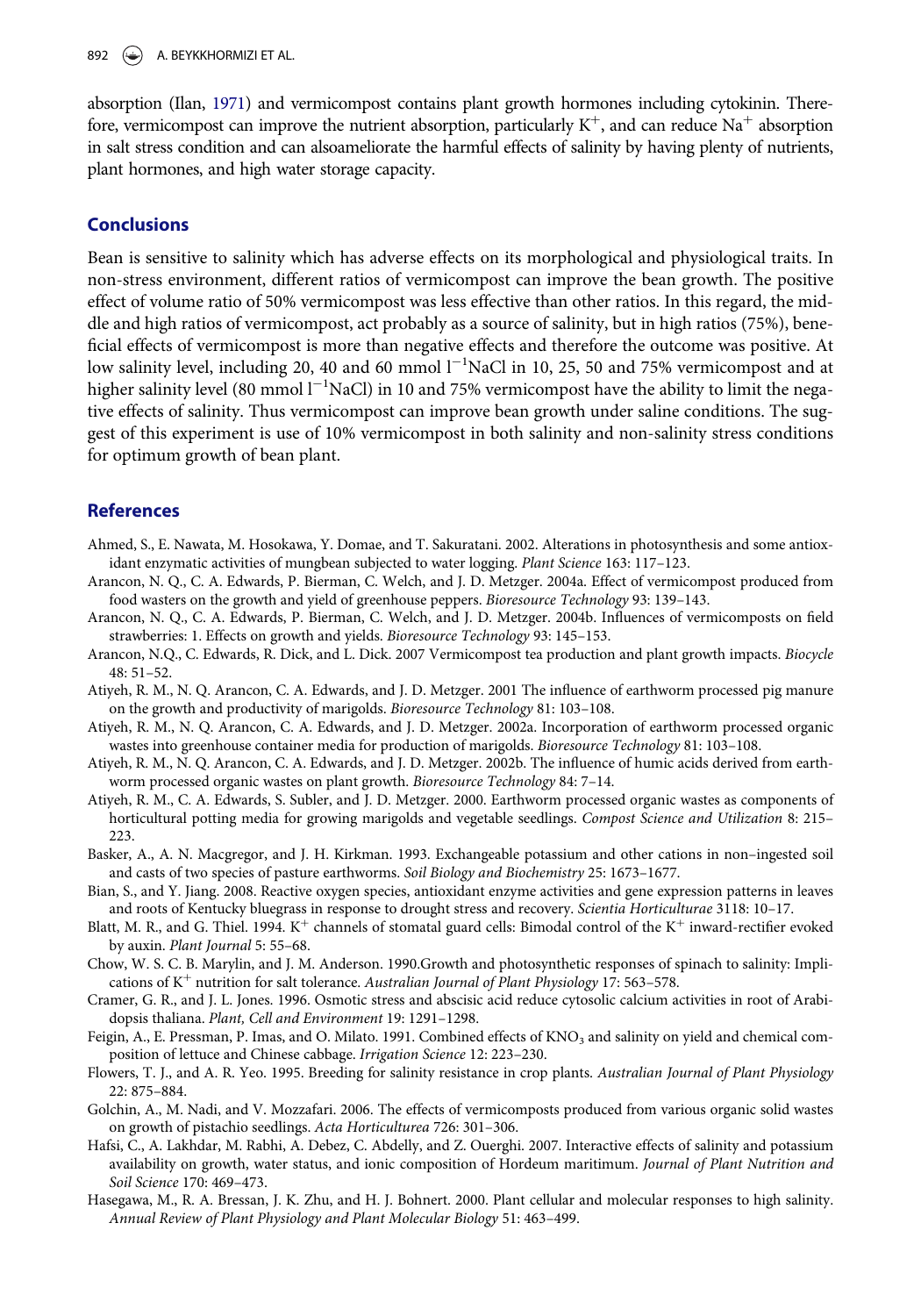absorption (Ilan, 1971) and vermicompost contains plant growth hormones including cytokinin. Therefore, vermicompost can improve the nutrient absorption, particularly $K^+$, and can reduce $Na^+$ absorption in salt stress condition and can alsoameliorate the harmful effects of salinity by having plenty of nutrients, plant hormones, and high water storage capacity.

## Conclusions

Bean is sensitive to salinity which has adverse effects on its morphological and physiological traits. In non-stress environment, different ratios of vermicompost can improve the bean growth. The positive effect of volume ratio of 50% vermicompost was less effective than other ratios. In this regard, the middle and high ratios of vermicompost, act probably as a source of salinity, but in high ratios (75%), beneficial effects of vermicompost is more than negative effects and therefore the outcome was positive. At low salinity level, including 20, 40 and 60 mmol $l^{-1}$NaCl in 10, 25, 50 and 75% vermicompost and at higher salinity level (80 mmol $l^{-1}$NaCl) in 10 and 75% vermicompost have the ability to limit the negative effects of salinity. Thus vermicompost can improve bean growth under saline conditions. The suggest of this experiment is use of 10% vermicompost in both salinity and non-salinity stress conditions for optimum growth of bean plant.

## References

Ahmed, S., E. Nawata, M. Hosokawa, Y. Domae, and T. Sakuratani. 2002. Alterations in photosynthesis and some antioxidant enzymatic activities of mungbean subjected to water logging. *Plant Science* 163: 117–123.

Arancon, N. Q., C. A. Edwards, P. Bierman, C. Welch, and J. D. Metzger. 2004a. Effect of vermicompost produced from food wasters on the growth and yield of greenhouse peppers. *Bioresource Technology* 93: 139–143.

Arancon, N. Q., C. A. Edwards, P. Bierman, C. Welch, and J. D. Metzger. 2004b. Influences of vermicomposts on field strawberries: 1. Effects on growth and yields. *Bioresource Technology* 93: 145–153.

Arancon, N.Q., C. Edwards, R. Dick, and L. Dick. 2007 Vermicompost tea production and plant growth impacts. *Biocycle* 48: 51–52.

Atiyeh, R. M., N. Q. Arancon, C. A. Edwards, and J. D. Metzger. 2001 The influence of earthworm processed pig manure on the growth and productivity of marigolds. *Bioresource Technology* 81: 103–108.

Atiyeh, R. M., N. Q. Arancon, C. A. Edwards, and J. D. Metzger. 2002a. Incorporation of earthworm processed organic wastes into greenhouse container media for production of marigolds. *Bioresource Technology* 81: 103–108.

Atiyeh, R. M., N. Q. Arancon, C. A. Edwards, and J. D. Metzger. 2002b. The influence of humic acids derived from earthworm processed organic wastes on plant growth. *Bioresource Technology* 84: 7–14.

Atiyeh, R. M., C. A. Edwards, S. Subler, and J. D. Metzger. 2000. Earthworm processed organic wastes as components of horticultural potting media for growing marigolds and vegetable seedlings. *Compost Science and Utilization* 8: 215–223.

Basker, A., A. N. Macgregor, and J. H. Kirkman. 1993. Exchangeable potassium and other cations in non–ingested soil and casts of two species of pasture earthworms. *Soil Biology and Biochemistry* 25: 1673–1677.

Bian, S., and Y. Jiang. 2008. Reactive oxygen species, antioxidant enzyme activities and gene expression patterns in leaves and roots of Kentucky bluegrass in response to drought stress and recovery. *Scientia Horticulturae* 3118: 10–17.

Blatt, M. R., and G. Thiel. 1994. $K^+$ channels of stomatal guard cells: Bimodal control of the $K^+$ inward-rectifier evoked by auxin. *Plant Journal* 5: 55–68.

Chow, W. S. C. B. Marylin, and J. M. Anderson. 1990.Growth and photosynthetic responses of spinach to salinity: Implications of $K^+$ nutrition for salt tolerance. *Australian Journal of Plant Physiology* 17: 563–578.

Cramer, G. R., and J. L. Jones. 1996. Osmotic stress and abscisic acid reduce cytosolic calcium activities in root of Arabidopsis thaliana. *Plant, Cell and Environment* 19: 1291–1298.

Feigin, A., E. Pressman, P. Imas, and O. Milato. 1991. Combined effects of $KNO_3$ and salinity on yield and chemical composition of lettuce and Chinese cabbage. *Irrigation Science* 12: 223–230.

Flowers, T. J., and A. R. Yeo. 1995. Breeding for salinity resistance in crop plants. *Australian Journal of Plant Physiology* 22: 875–884.

Golchin, A., M. Nadi, and V. Mozzafari. 2006. The effects of vermicomposts produced from various organic solid wastes on growth of pistachio seedlings. *Acta Horticulturea* 726: 301–306.

Hafsi, C., A. Lakhdar, M. Rabhi, A. Debez, C. Abdelly, and Z. Ouerghi. 2007. Interactive effects of salinity and potassium availability on growth, water status, and ionic composition of Hordeum maritimum. *Journal of Plant Nutrition and Soil Science* 170: 469–473.

Hasegawa, M., R. A. Bressan, J. K. Zhu, and H. J. Bohnert. 2000. Plant cellular and molecular responses to high salinity. *Annual Review of Plant Physiology and Plant Molecular Biology* 51: 463–499.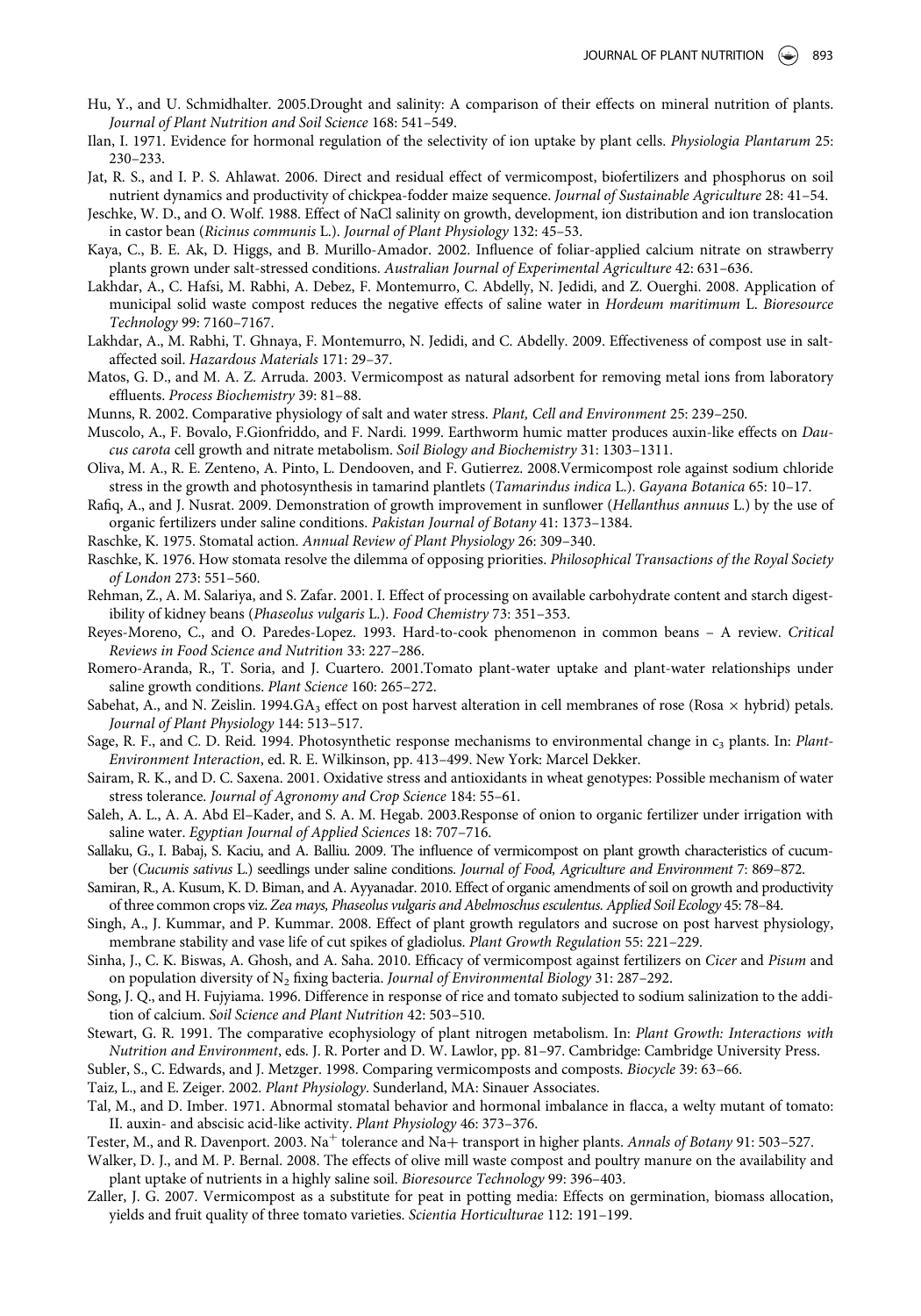Hu, Y., and U. Schmidhalter. 2005.Drought and salinity: A comparison of their effects on mineral nutrition of plants. *Journal of Plant Nutrition and Soil Science* 168: 541–549.

Ilan, I. 1971. Evidence for hormonal regulation of the selectivity of ion uptake by plant cells. *Physiologia Plantarum* 25: 230–233.

Jat, R. S., and I. P. S. Ahlawat. 2006. Direct and residual effect of vermicompost, biofertilizers and phosphorus on soil nutrient dynamics and productivity of chickpea-fodder maize sequence. *Journal of Sustainable Agriculture* 28: 41–54.

Jeschke, W. D., and O. Wolf. 1988. Effect of NaCl salinity on growth, development, ion distribution and ion translocation in castor bean (*Ricinus communis* L.). *Journal of Plant Physiology* 132: 45–53.

Kaya, C., B. E. Ak, D. Higgs, and B. Murillo-Amador. 2002. Influence of foliar-applied calcium nitrate on strawberry plants grown under salt-stressed conditions. *Australian Journal of Experimental Agriculture* 42: 631–636.

Lakhdar, A., C. Hafsi, M. Rabhi, A. Debez, F. Montemurro, C. Abdelly, N. Jedidi, and Z. Ouerghi. 2008. Application of municipal solid waste compost reduces the negative effects of saline water in *Hordeum maritimum* L. *Bioresource Technology* 99: 7160–7167.

Lakhdar, A., M. Rabhi, T. Ghnaya, F. Montemurro, N. Jedidi, and C. Abdelly. 2009. Effectiveness of compost use in salt-affected soil. *Hazardous Materials* 171: 29–37.

Matos, G. D., and M. A. Z. Arruda. 2003. Vermicompost as natural adsorbent for removing metal ions from laboratory effluents. *Process Biochemistry* 39: 81–88.

Munns, R. 2002. Comparative physiology of salt and water stress. *Plant, Cell and Environment* 25: 239–250.

Muscolo, A., F. Bovalo, F.Gionfriddo, and F. Nardi. 1999. Earthworm humic matter produces auxin-like effects on *Daucus carota* cell growth and nitrate metabolism. *Soil Biology and Biochemistry* 31: 1303–1311.

Oliva, M. A., R. E. Zenteno, A. Pinto, L. Dendooven, and F. Gutierrez. 2008.Vermicompost role against sodium chloride stress in the growth and photosynthesis in tamarind plantlets (*Tamarindus indica* L.). *Gayana Botanica* 65: 10–17.

Rafiq, A., and J. Nusrat. 2009. Demonstration of growth improvement in sunflower (*Hellanthus annuus* L.) by the use of organic fertilizers under saline conditions. *Pakistan Journal of Botany* 41: 1373–1384.

Raschke, K. 1975. Stomatal action. *Annual Review of Plant Physiology* 26: 309–340.

Raschke, K. 1976. How stomata resolve the dilemma of opposing priorities. *Philosophical Transactions of the Royal Society of London* 273: 551–560.

Rehman, Z., A. M. Salariya, and S. Zafar. 2001. I. Effect of processing on available carbohydrate content and starch digestibility of kidney beans (*Phaseolus vulgaris* L.). *Food Chemistry* 73: 351–353.

Reyes-Moreno, C., and O. Paredes-Lopez. 1993. Hard-to-cook phenomenon in common beans – A review. *Critical Reviews in Food Science and Nutrition* 33: 227–286.

Romero-Aranda, R., T. Soria, and J. Cuartero. 2001.Tomato plant-water uptake and plant-water relationships under saline growth conditions. *Plant Science* 160: 265–272.

Sabehat, A., and N. Zeislin. 1994.$GA_3$ effect on post harvest alteration in cell membranes of rose (Rosa × hybrid) petals. *Journal of Plant Physiology* 144: 513–517.

Sage, R. F., and C. D. Reid. 1994. Photosynthetic response mechanisms to environmental change in $c_3$ plants. In: *Plant-Environment Interaction*, ed. R. E. Wilkinson, pp. 413–499. New York: Marcel Dekker.

Sairam, R. K., and D. C. Saxena. 2001. Oxidative stress and antioxidants in wheat genotypes: Possible mechanism of water stress tolerance. *Journal of Agronomy and Crop Science* 184: 55–61.

Saleh, A. L., A. A. Abd El–Kader, and S. A. M. Hegab. 2003.Response of onion to organic fertilizer under irrigation with saline water. *Egyptian Journal of Applied Sciences* 18: 707–716.

Sallaku, G., I. Babaj, S. Kaciu, and A. Balliu. 2009. The influence of vermicompost on plant growth characteristics of cucumber (*Cucumis sativus* L.) seedlings under saline conditions. *Journal of Food, Agriculture and Environment* 7: 869–872.

Samiran, R., A. Kusum, K. D. Biman, and A. Ayyanadar. 2010. Effect of organic amendments of soil on growth and productivity of three common crops viz. *Zea mays, Phaseolus vulgaris and Abelmoschus esculentus. Applied Soil Ecology* 45: 78–84.

Singh, A., J. Kummar, and P. Kummar. 2008. Effect of plant growth regulators and sucrose on post harvest physiology, membrane stability and vase life of cut spikes of gladiolus. *Plant Growth Regulation* 55: 221–229.

Sinha, J., C. K. Biswas, A. Ghosh, and A. Saha. 2010. Efficacy of vermicompost against fertilizers on *Cicer* and *Pisum* and on population diversity of $N_2$ fixing bacteria. *Journal of Environmental Biology* 31: 287–292.

Song, J. Q., and H. Fujyiama. 1996. Difference in response of rice and tomato subjected to sodium salinization to the addition of calcium. *Soil Science and Plant Nutrition* 42: 503–510.

Stewart, G. R. 1991. The comparative ecophysiology of plant nitrogen metabolism. In: *Plant Growth: Interactions with Nutrition and Environment*, eds. J. R. Porter and D. W. Lawlor, pp. 81–97. Cambridge: Cambridge University Press.

Subler, S., C. Edwards, and J. Metzger. 1998. Comparing vermicomposts and composts. *Biocycle* 39: 63–66.

Taiz, L., and E. Zeiger. 2002. *Plant Physiology*. Sunderland, MA: Sinauer Associates.

Tal, M., and D. Imber. 1971. Abnormal stomatal behavior and hormonal imbalance in flacca, a welty mutant of tomato: II. auxin- and abscisic acid-like activity. *Plant Physiology* 46: 373–376.

Tester, M., and R. Davenport. 2003. $Na^+$ tolerance and Na+ transport in higher plants. *Annals of Botany* 91: 503–527.

Walker, D. J., and M. P. Bernal. 2008. The effects of olive mill waste compost and poultry manure on the availability and plant uptake of nutrients in a highly saline soil. *Bioresource Technology* 99: 396–403.

Zaller, J. G. 2007. Vermicompost as a substitute for peat in potting media: Effects on germination, biomass allocation, yields and fruit quality of three tomato varieties. *Scientia Horticulturae* 112: 191–199.